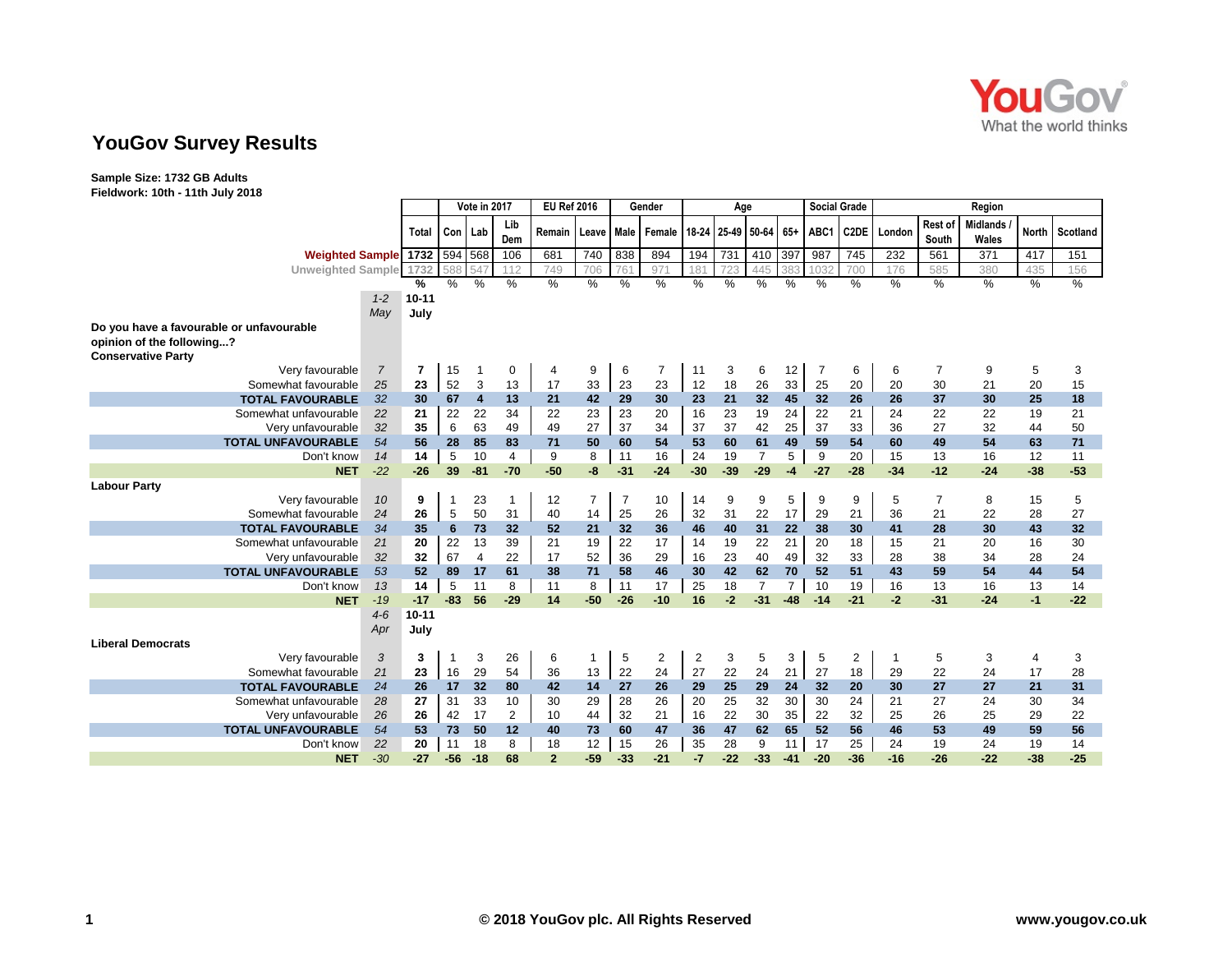# YouGov Survey Results

**Sample Size: 1732 GB Adults**
**Fieldwork: 10th - 11th July 2018**

| | | Total | Vote in 2017 | | | EU Ref 2016 | | Gender | | Age | | | | Social Grade | | Region | | | | |
|---|---|---|---|---|---|---|---|---|---|---|---|---|---|---|---|---|---|---|---|---|
| | | Total | Con | Lab | Lib Dem | Remain | Leave | Male | Female | 18-24 | 25-49 | 50-64 | 65+ | ABC1 | C2DE | London | Rest of South | Midlands / Wales | North | Scotland |
| **Weighted Sample** | | 1732 | 594 | 568 | 106 | 681 | 740 | 838 | 894 | 194 | 731 | 410 | 397 | 987 | 745 | 232 | 561 | 371 | 417 | 151 |
| Unweighted Sample | | 1732 | 588 | 547 | 112 | 749 | 706 | 761 | 971 | 181 | 723 | 445 | 383 | 1032 | 700 | 176 | 585 | 380 | 435 | 156 |
| | | % | % | % | % | % | % | % | % | % | % | % | % | % | % | % | % | % | % | % |
| | *1-2 May* | 10-11 July | | | | | | | | | | | | | | | | | | |
| **Do you have a favourable or unfavourable opinion of the following...?** | | | | | | | | | | | | | | | | | | | | |
| **Conservative Party** | | | | | | | | | | | | | | | | | | | | |
| Very favourable | *7* | **7** | 15 | 1 | 0 | 4 | 9 | 6 | 7 | 11 | 3 | 6 | 12 | 7 | 6 | 6 | 7 | 9 | 5 | 3 |
| Somewhat favourable | *25* | **23** | 52 | 3 | 13 | 17 | 33 | 23 | 23 | 12 | 18 | 26 | 33 | 25 | 20 | 20 | 30 | 21 | 20 | 15 |
| **TOTAL FAVOURABLE** | *32* | **30** | **67** | **4** | **13** | **21** | **42** | **29** | **30** | **23** | **21** | **32** | **45** | **32** | **26** | **26** | **37** | **30** | **25** | **18** |
| Somewhat unfavourable | *22* | **21** | 22 | 22 | 34 | 22 | 23 | 23 | 20 | 16 | 23 | 19 | 24 | 22 | 21 | 24 | 22 | 22 | 19 | 21 |
| Very unfavourable | *32* | **35** | 6 | 63 | 49 | 49 | 27 | 37 | 34 | 37 | 37 | 42 | 25 | 37 | 33 | 36 | 27 | 32 | 44 | 50 |
| **TOTAL UNFAVOURABLE** | *54* | **56** | **28** | **85** | **83** | **71** | **50** | **60** | **54** | **53** | **60** | **61** | **49** | **59** | **54** | **60** | **49** | **54** | **63** | **71** |
| Don't know | *14* | **14** | 5 | 10 | 4 | 9 | 8 | 11 | 16 | 24 | 19 | 7 | 5 | 9 | 20 | 15 | 13 | 16 | 12 | 11 |
| **NET** | *-22* | **-26** | **39** | **-81** | **-70** | **-50** | **-8** | **-31** | **-24** | **-30** | **-39** | **-29** | **-4** | **-27** | **-28** | **-34** | **-12** | **-24** | **-38** | **-53** |
| **Labour Party** | | | | | | | | | | | | | | | | | | | | |
| Very favourable | *10* | **9** | 1 | 23 | 1 | 12 | 7 | 7 | 10 | 14 | 9 | 9 | 5 | 9 | 9 | 5 | 7 | 8 | 15 | 5 |
| Somewhat favourable | *24* | **26** | 5 | 50 | 31 | 40 | 14 | 25 | 26 | 32 | 31 | 22 | 17 | 29 | 21 | 36 | 21 | 22 | 28 | 27 |
| **TOTAL FAVOURABLE** | *34* | **35** | **6** | **73** | **32** | **52** | **21** | **32** | **36** | **46** | **40** | **31** | **22** | **38** | **30** | **41** | **28** | **30** | **43** | **32** |
| Somewhat unfavourable | *21* | **20** | 22 | 13 | 39 | 21 | 19 | 22 | 17 | 14 | 19 | 22 | 21 | 20 | 18 | 15 | 21 | 20 | 16 | 30 |
| Very unfavourable | *32* | **32** | 67 | 4 | 22 | 17 | 52 | 36 | 29 | 16 | 23 | 40 | 49 | 32 | 33 | 28 | 38 | 34 | 28 | 24 |
| **TOTAL UNFAVOURABLE** | *53* | **52** | **89** | **17** | **61** | **38** | **71** | **58** | **46** | **30** | **42** | **62** | **70** | **52** | **51** | **43** | **59** | **54** | **44** | **54** |
| Don't know | *13* | **14** | 5 | 11 | 8 | 11 | 8 | 11 | 17 | 25 | 18 | 7 | 7 | 10 | 19 | 16 | 13 | 16 | 13 | 14 |
| **NET** | *-19* | **-17** | **-83** | **56** | **-29** | **14** | **-50** | **-26** | **-10** | **16** | **-2** | **-31** | **-48** | **-14** | **-21** | **-2** | **-31** | **-24** | **-1** | **-22** |
| | *4-6 Apr* | 10-11 July | | | | | | | | | | | | | | | | | | |
| **Liberal Democrats** | | | | | | | | | | | | | | | | | | | | |
| Very favourable | *3* | **3** | 1 | 3 | 26 | 6 | 1 | 5 | 2 | 2 | 3 | 5 | 3 | 5 | 2 | 1 | 5 | 3 | 4 | 3 |
| Somewhat favourable | *21* | **23** | 16 | 29 | 54 | 36 | 13 | 22 | 24 | 27 | 22 | 24 | 21 | 27 | 18 | 29 | 22 | 24 | 17 | 28 |
| **TOTAL FAVOURABLE** | *24* | **26** | **17** | **32** | **80** | **42** | **14** | **27** | **26** | **29** | **25** | **29** | **24** | **32** | **20** | **30** | **27** | **27** | **21** | **31** |
| Somewhat unfavourable | *28* | **27** | 31 | 33 | 10 | 30 | 29 | 28 | 26 | 20 | 25 | 32 | 30 | 30 | 24 | 21 | 27 | 24 | 30 | 34 |
| Very unfavourable | *26* | **26** | 42 | 17 | 2 | 10 | 44 | 32 | 21 | 16 | 22 | 30 | 35 | 22 | 32 | 25 | 26 | 25 | 29 | 22 |
| **TOTAL UNFAVOURABLE** | *54* | **53** | **73** | **50** | **12** | **40** | **73** | **60** | **47** | **36** | **47** | **62** | **65** | **52** | **56** | **46** | **53** | **49** | **59** | **56** |
| Don't know | *22* | **20** | 11 | 18 | 8 | 18 | 12 | 15 | 26 | 35 | 28 | 9 | 11 | 17 | 25 | 24 | 19 | 24 | 19 | 14 |
| **NET** | *-30* | **-27** | **-56** | **-18** | **68** | **2** | **-59** | **-33** | **-21** | **-7** | **-22** | **-33** | **-41** | **-20** | **-36** | **-16** | **-26** | **-22** | **-38** | **-25** |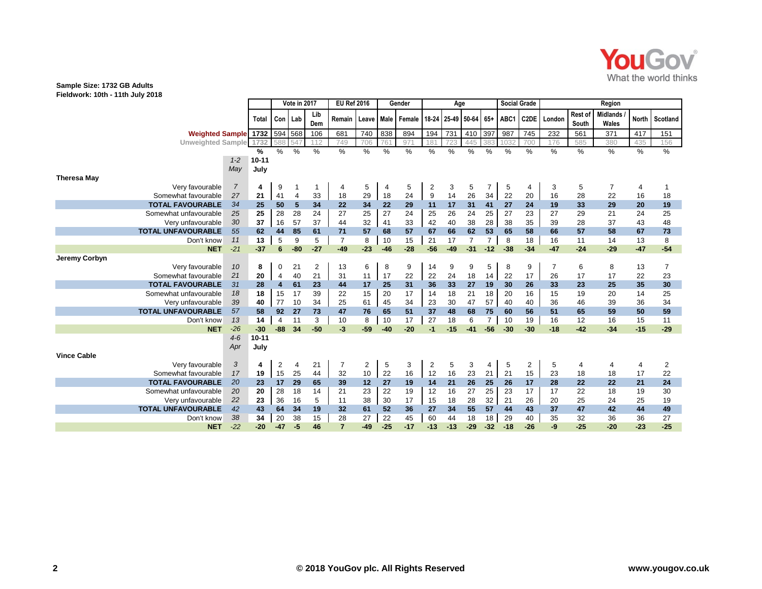**Sample Size: 1732 GB Adults**
**Fieldwork: 10th - 11th July 2018**

| | | | Vote in 2017 | | | EU Ref 2016 | | Gender | | Age | | | | Social Grade | | Region | | | | |
|---|---|---|---|---|---|---|---|---|---|---|---|---|---|---|---|---|---|---|---|---|
| | | Total | Con | Lab | Lib Dem | Remain | Leave | Male | Female | 18-24 | 25-49 | 50-64 | 65+ | ABC1 | C2DE | London | Rest of South | Midlands / Wales | North | Scotland |
| **Weighted Sample** | | 1732 | 594 | 568 | 106 | 681 | 740 | 838 | 894 | 194 | 731 | 410 | 397 | 987 | 745 | 232 | 561 | 371 | 417 | 151 |
| Unweighted Sample | | 1732 | 588 | 547 | 112 | 749 | 706 | 761 | 971 | 181 | 723 | 445 | 383 | 1032 | 700 | 176 | 585 | 380 | 435 | 156 |
| | | % | % | % | % | % | % | % | % | % | % | % | % | % | % | % | % | % | % | % |
| | *1-2 May* | 10-11 July | | | | | | | | | | | | | | | | | | |
| **Theresa May** | | | | | | | | | | | | | | | | | | | | |
| Very favourable | *7* | 4 | 9 | 1 | 1 | 4 | 5 | 4 | 5 | 2 | 3 | 5 | 7 | 5 | 4 | 3 | 5 | 7 | 4 | 1 |
| Somewhat favourable | *27* | 21 | 41 | 4 | 33 | 18 | 29 | 18 | 24 | 9 | 14 | 26 | 34 | 22 | 20 | 16 | 28 | 22 | 16 | 18 |
| **TOTAL FAVOURABLE** | *34* | **25** | **50** | **5** | **34** | **22** | **34** | **22** | **29** | **11** | **17** | **31** | **41** | **27** | **24** | **19** | **33** | **29** | **20** | **19** |
| Somewhat unfavourable | *25* | 25 | 28 | 28 | 24 | 27 | 25 | 27 | 24 | 25 | 26 | 24 | 25 | 27 | 23 | 27 | 29 | 21 | 24 | 25 |
| Very unfavourable | *30* | 37 | 16 | 57 | 37 | 44 | 32 | 41 | 33 | 42 | 40 | 38 | 28 | 38 | 35 | 39 | 28 | 37 | 43 | 48 |
| **TOTAL UNFAVOURABLE** | *55* | **62** | **44** | **85** | **61** | **71** | **57** | **68** | **57** | **67** | **66** | **62** | **53** | **65** | **58** | **66** | **57** | **58** | **67** | **73** |
| Don't know | *11* | 13 | 5 | 9 | 5 | 7 | 8 | 10 | 15 | 21 | 17 | 7 | 7 | 8 | 18 | 16 | 11 | 14 | 13 | 8 |
| **NET** | *-21* | **-37** | **6** | **-80** | **-27** | **-49** | **-23** | **-46** | **-28** | **-56** | **-49** | **-31** | **-12** | **-38** | **-34** | **-47** | **-24** | **-29** | **-47** | **-54** |
| **Jeremy Corbyn** | | | | | | | | | | | | | | | | | | | | |
| Very favourable | *10* | 8 | 0 | 21 | 2 | 13 | 6 | 8 | 9 | 14 | 9 | 9 | 5 | 8 | 9 | 7 | 6 | 8 | 13 | 7 |
| Somewhat favourable | *21* | 20 | 4 | 40 | 21 | 31 | 11 | 17 | 22 | 22 | 24 | 18 | 14 | 22 | 17 | 26 | 17 | 17 | 22 | 23 |
| **TOTAL FAVOURABLE** | *31* | **28** | **4** | **61** | **23** | **44** | **17** | **25** | **31** | **36** | **33** | **27** | **19** | **30** | **26** | **33** | **23** | **25** | **35** | **30** |
| Somewhat unfavourable | *18* | 18 | 15 | 17 | 39 | 22 | 15 | 20 | 17 | 14 | 18 | 21 | 18 | 20 | 16 | 15 | 19 | 20 | 14 | 25 |
| Very unfavourable | *39* | 40 | 77 | 10 | 34 | 25 | 61 | 45 | 34 | 23 | 30 | 47 | 57 | 40 | 40 | 36 | 46 | 39 | 36 | 34 |
| **TOTAL UNFAVOURABLE** | *57* | **58** | **92** | **27** | **73** | **47** | **76** | **65** | **51** | **37** | **48** | **68** | **75** | **60** | **56** | **51** | **65** | **59** | **50** | **59** |
| Don't know | *13* | 14 | 4 | 11 | 3 | 10 | 8 | 10 | 17 | 27 | 18 | 6 | 7 | 10 | 19 | 16 | 12 | 16 | 15 | 11 |
| **NET** | *-26* | **-30** | **-88** | **34** | **-50** | **-3** | **-59** | **-40** | **-20** | **-1** | **-15** | **-41** | **-56** | **-30** | **-30** | **-18** | **-42** | **-34** | **-15** | **-29** |
| | *4-6 Apr* | 10-11 July | | | | | | | | | | | | | | | | | | |
| **Vince Cable** | | | | | | | | | | | | | | | | | | | | |
| Very favourable | *3* | 4 | 2 | 4 | 21 | 7 | 2 | 5 | 3 | 2 | 5 | 3 | 4 | 5 | 2 | 5 | 4 | 4 | 4 | 2 |
| Somewhat favourable | *17* | 19 | 15 | 25 | 44 | 32 | 10 | 22 | 16 | 12 | 16 | 23 | 21 | 21 | 15 | 23 | 18 | 18 | 17 | 22 |
| **TOTAL FAVOURABLE** | *20* | **23** | **17** | **29** | **65** | **39** | **12** | **27** | **19** | **14** | **21** | **26** | **25** | **26** | **17** | **28** | **22** | **22** | **21** | **24** |
| Somewhat unfavourable | *20* | 20 | 28 | 18 | 14 | 21 | 23 | 22 | 19 | 12 | 16 | 27 | 25 | 23 | 17 | 17 | 22 | 18 | 19 | 30 |
| Very unfavourable | *22* | 23 | 36 | 16 | 5 | 11 | 38 | 30 | 17 | 15 | 18 | 28 | 32 | 21 | 26 | 20 | 25 | 24 | 25 | 19 |
| **TOTAL UNFAVOURABLE** | *42* | **43** | **64** | **34** | **19** | **32** | **61** | **52** | **36** | **27** | **34** | **55** | **57** | **44** | **43** | **37** | **47** | **42** | **44** | **49** |
| Don't know | *38* | 34 | 20 | 38 | 15 | 28 | 27 | 22 | 45 | 60 | 44 | 18 | 18 | 29 | 40 | 35 | 32 | 36 | 36 | 27 |
| **NET** | *-22* | **-20** | **-47** | **-5** | **46** | **7** | **-49** | **-25** | **-17** | **-13** | **-13** | **-29** | **-32** | **-18** | **-26** | **-9** | **-25** | **-20** | **-23** | **-25** |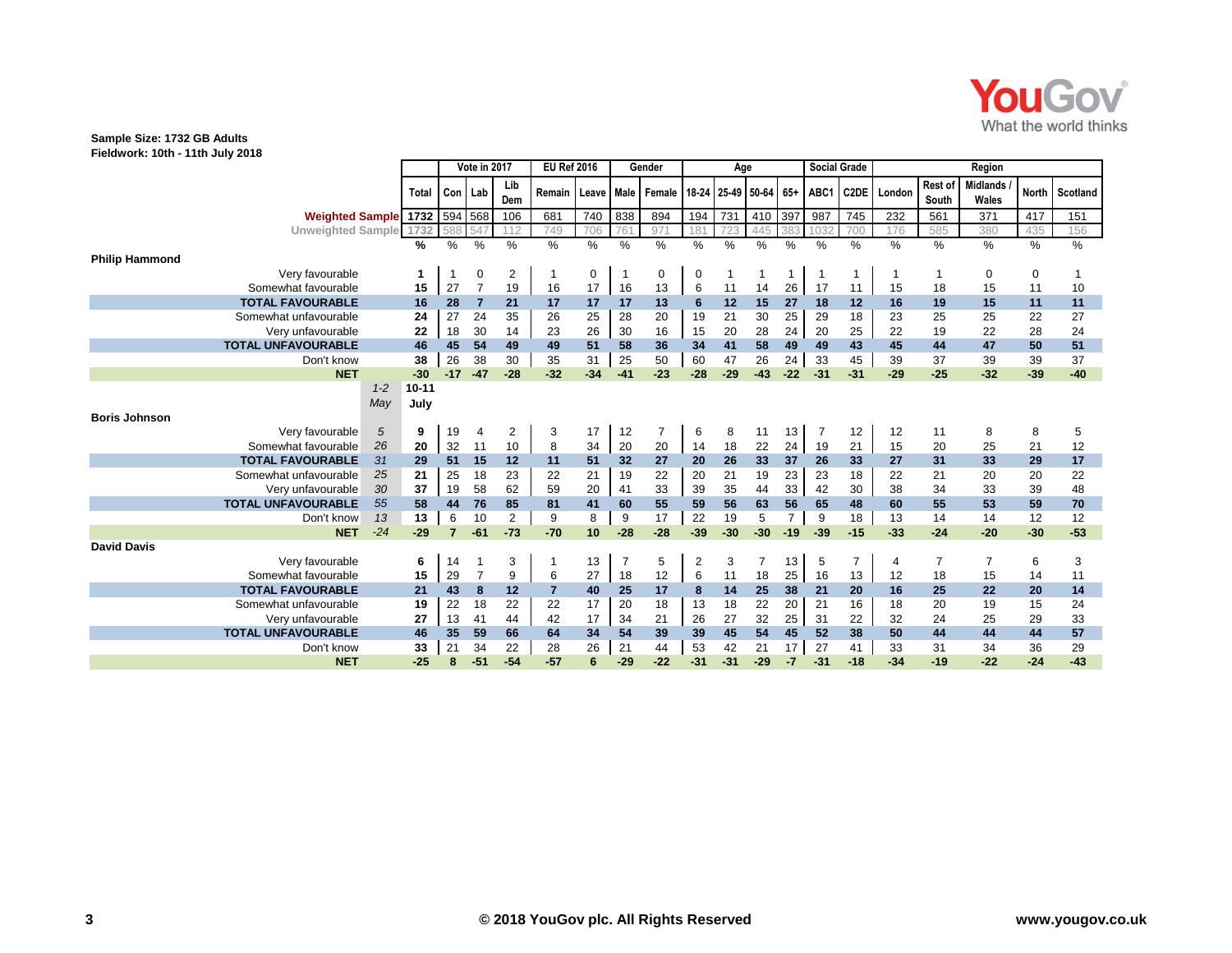**Sample Size: 1732 GB Adults**
**Fieldwork: 10th - 11th July 2018**

| | | Total | Vote in 2017 | | | EU Ref 2016 | | Gender | | Age | | | | Social Grade | | Region | | | | |
|---|---|---|---|---|---|---|---|---|---|---|---|---|---|---|---|---|---|---|---|---|
| | | | Con | Lab | Lib Dem | Remain | Leave | Male | Female | 18-24 | 25-49 | 50-64 | 65+ | ABC1 | C2DE | London | Rest of South | Midlands / Wales | North | Scotland |
| Weighted Sample | | 1732 | 594 | 568 | 106 | 681 | 740 | 838 | 894 | 194 | 731 | 410 | 397 | 987 | 745 | 232 | 561 | 371 | 417 | 151 |
| Unweighted Sample | | 1732 | 588 | 547 | 112 | 749 | 706 | 761 | 971 | 181 | 723 | 445 | 383 | 1032 | 700 | 176 | 585 | 380 | 435 | 156 |
| | | % | % | % | % | % | % | % | % | % | % | % | % | % | % | % | % | % | % | % |
| **Philip Hammond** | | | | | | | | | | | | | | | | | | | | |
| Very favourable | | 1 | 1 | 0 | 2 | 1 | 0 | 1 | 0 | 0 | 1 | 1 | 1 | 1 | 1 | 1 | 1 | 0 | 0 | 1 |
| Somewhat favourable | | 15 | 27 | 7 | 19 | 16 | 17 | 16 | 13 | 6 | 11 | 14 | 26 | 17 | 11 | 15 | 18 | 15 | 11 | 10 |
| **TOTAL FAVOURABLE** | | 16 | 28 | 7 | 21 | 17 | 17 | 17 | 13 | 6 | 12 | 15 | 27 | 18 | 12 | 16 | 19 | 15 | 11 | 11 |
| Somewhat unfavourable | | 24 | 27 | 24 | 35 | 26 | 25 | 28 | 20 | 19 | 21 | 30 | 25 | 29 | 18 | 23 | 25 | 25 | 22 | 27 |
| Very unfavourable | | 22 | 18 | 30 | 14 | 23 | 26 | 30 | 16 | 15 | 20 | 28 | 24 | 20 | 25 | 22 | 19 | 22 | 28 | 24 |
| **TOTAL UNFAVOURABLE** | | 46 | 45 | 54 | 49 | 49 | 51 | 58 | 36 | 34 | 41 | 58 | 49 | 49 | 43 | 45 | 44 | 47 | 50 | 51 |
| Don't know | | 38 | 26 | 38 | 30 | 35 | 31 | 25 | 50 | 60 | 47 | 26 | 24 | 33 | 45 | 39 | 37 | 39 | 39 | 37 |
| **NET** | | -30 | -17 | -47 | -28 | -32 | -34 | -41 | -23 | -28 | -29 | -43 | -22 | -31 | -31 | -29 | -25 | -32 | -39 | -40 |
| | *1-2 May* | 10-11 July | | | | | | | | | | | | | | | | | | |
| **Boris Johnson** | | | | | | | | | | | | | | | | | | | | |
| Very favourable | *5* | 9 | 19 | 4 | 2 | 3 | 17 | 12 | 7 | 6 | 8 | 11 | 13 | 7 | 12 | 12 | 11 | 8 | 8 | 5 |
| Somewhat favourable | *26* | 20 | 32 | 11 | 10 | 8 | 34 | 20 | 20 | 14 | 18 | 22 | 24 | 19 | 21 | 15 | 20 | 25 | 21 | 12 |
| **TOTAL FAVOURABLE** | *31* | 29 | 51 | 15 | 12 | 11 | 51 | 32 | 27 | 20 | 26 | 33 | 37 | 26 | 33 | 27 | 31 | 33 | 29 | 17 |
| Somewhat unfavourable | *25* | 21 | 25 | 18 | 23 | 22 | 21 | 19 | 22 | 20 | 21 | 19 | 23 | 23 | 18 | 22 | 21 | 20 | 20 | 22 |
| Very unfavourable | *30* | 37 | 19 | 58 | 62 | 59 | 20 | 41 | 33 | 39 | 35 | 44 | 33 | 42 | 30 | 38 | 34 | 33 | 39 | 48 |
| **TOTAL UNFAVOURABLE** | *55* | 58 | 44 | 76 | 85 | 81 | 41 | 60 | 55 | 59 | 56 | 63 | 56 | 65 | 48 | 60 | 55 | 53 | 59 | 70 |
| Don't know | *13* | 13 | 6 | 10 | 2 | 9 | 8 | 9 | 17 | 22 | 19 | 5 | 7 | 9 | 18 | 13 | 14 | 14 | 12 | 12 |
| **NET** | *-24* | -29 | 7 | -61 | -73 | -70 | 10 | -28 | -28 | -39 | -30 | -30 | -19 | -39 | -15 | -33 | -24 | -20 | -30 | -53 |
| **David Davis** | | | | | | | | | | | | | | | | | | | | |
| Very favourable | | 6 | 14 | 1 | 3 | 1 | 13 | 7 | 5 | 2 | 3 | 7 | 13 | 5 | 7 | 4 | 7 | 7 | 6 | 3 |
| Somewhat favourable | | 15 | 29 | 7 | 9 | 6 | 27 | 18 | 12 | 6 | 11 | 18 | 25 | 16 | 13 | 12 | 18 | 15 | 14 | 11 |
| **TOTAL FAVOURABLE** | | 21 | 43 | 8 | 12 | 7 | 40 | 25 | 17 | 8 | 14 | 25 | 38 | 21 | 20 | 16 | 25 | 22 | 20 | 14 |
| Somewhat unfavourable | | 19 | 22 | 18 | 22 | 22 | 17 | 20 | 18 | 13 | 18 | 22 | 20 | 21 | 16 | 18 | 20 | 19 | 15 | 24 |
| Very unfavourable | | 27 | 13 | 41 | 44 | 42 | 17 | 34 | 21 | 26 | 27 | 32 | 25 | 31 | 22 | 32 | 24 | 25 | 29 | 33 |
| **TOTAL UNFAVOURABLE** | | 46 | 35 | 59 | 66 | 64 | 34 | 54 | 39 | 39 | 45 | 54 | 45 | 52 | 38 | 50 | 44 | 44 | 44 | 57 |
| Don't know | | 33 | 21 | 34 | 22 | 28 | 26 | 21 | 44 | 53 | 42 | 21 | 17 | 27 | 41 | 33 | 31 | 34 | 36 | 29 |
| **NET** | | -25 | 8 | -51 | -54 | -57 | 6 | -29 | -22 | -31 | -31 | -29 | -7 | -31 | -18 | -34 | -19 | -22 | -24 | -43 |